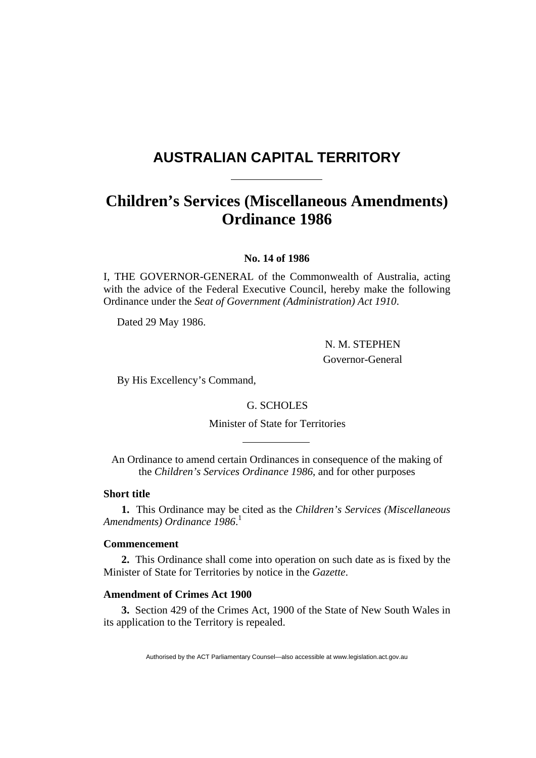# AUSTRALIAN CAPITAL TERRITORY

# Children's Services (Miscellaneous Amendments) Ordinance 1986

**No. 14 of 1986**

I, THE GOVERNOR-GENERAL of the Commonwealth of Australia, acting with the advice of the Federal Executive Council, hereby make the following Ordinance under the *Seat of Government (Administration) Act 1910*.

Dated 29 May 1986.

N. M. STEPHEN
Governor-General

By His Excellency's Command,

G. SCHOLES
Minister of State for Territories

An Ordinance to amend certain Ordinances in consequence of the making of the *Children's Services Ordinance 1986*, and for other purposes

### Short title

**1.** This Ordinance may be cited as the *Children's Services (Miscellaneous Amendments) Ordinance 1986*.[1]

### Commencement

**2.** This Ordinance shall come into operation on such date as is fixed by the Minister of State for Territories by notice in the *Gazette*.

### Amendment of Crimes Act 1900

**3.** Section 429 of the Crimes Act, 1900 of the State of New South Wales in its application to the Territory is repealed.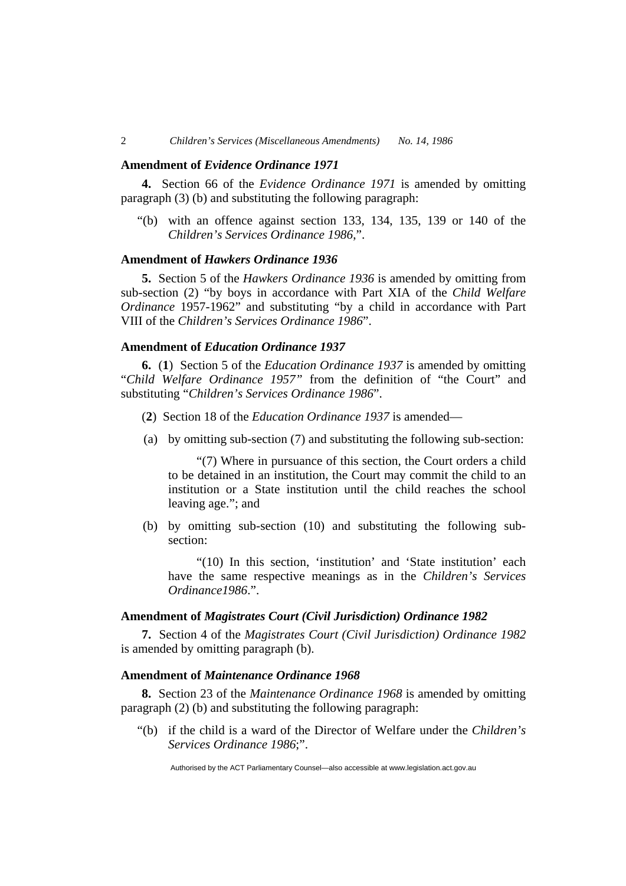### Amendment of *Evidence Ordinance 1971*

**4.** Section 66 of the *Evidence Ordinance 1971* is amended by omitting paragraph (3) (b) and substituting the following paragraph:

"(b) with an offence against section 133, 134, 135, 139 or 140 of the *Children's Services Ordinance 1986*,".

### Amendment of *Hawkers Ordinance 1936*

**5.** Section 5 of the *Hawkers Ordinance 1936* is amended by omitting from sub-section (2) "by boys in accordance with Part XIA of the *Child Welfare Ordinance* 1957-1962" and substituting "by a child in accordance with Part VIII of the *Children's Services Ordinance 1986*".

### Amendment of *Education Ordinance 1937*

**6.** (**1**) Section 5 of the *Education Ordinance 1937* is amended by omitting "*Child Welfare Ordinance 1957"* from the definition of "the Court" and substituting "*Children's Services Ordinance 1986*".

(**2**) Section 18 of the *Education Ordinance 1937* is amended—

(a) by omitting sub-section (7) and substituting the following sub-section:

"(7) Where in pursuance of this section, the Court orders a child to be detained in an institution, the Court may commit the child to an institution or a State institution until the child reaches the school leaving age."; and

(b) by omitting sub-section (10) and substituting the following sub-section:

"(10) In this section, 'institution' and 'State institution' each have the same respective meanings as in the *Children's Services Ordinance1986*.".

### Amendment of *Magistrates Court (Civil Jurisdiction) Ordinance 1982*

**7.** Section 4 of the *Magistrates Court (Civil Jurisdiction) Ordinance 1982* is amended by omitting paragraph (b).

### Amendment of *Maintenance Ordinance 1968*

**8.** Section 23 of the *Maintenance Ordinance 1968* is amended by omitting paragraph (2) (b) and substituting the following paragraph:

"(b) if the child is a ward of the Director of Welfare under the *Children's Services Ordinance 1986*;".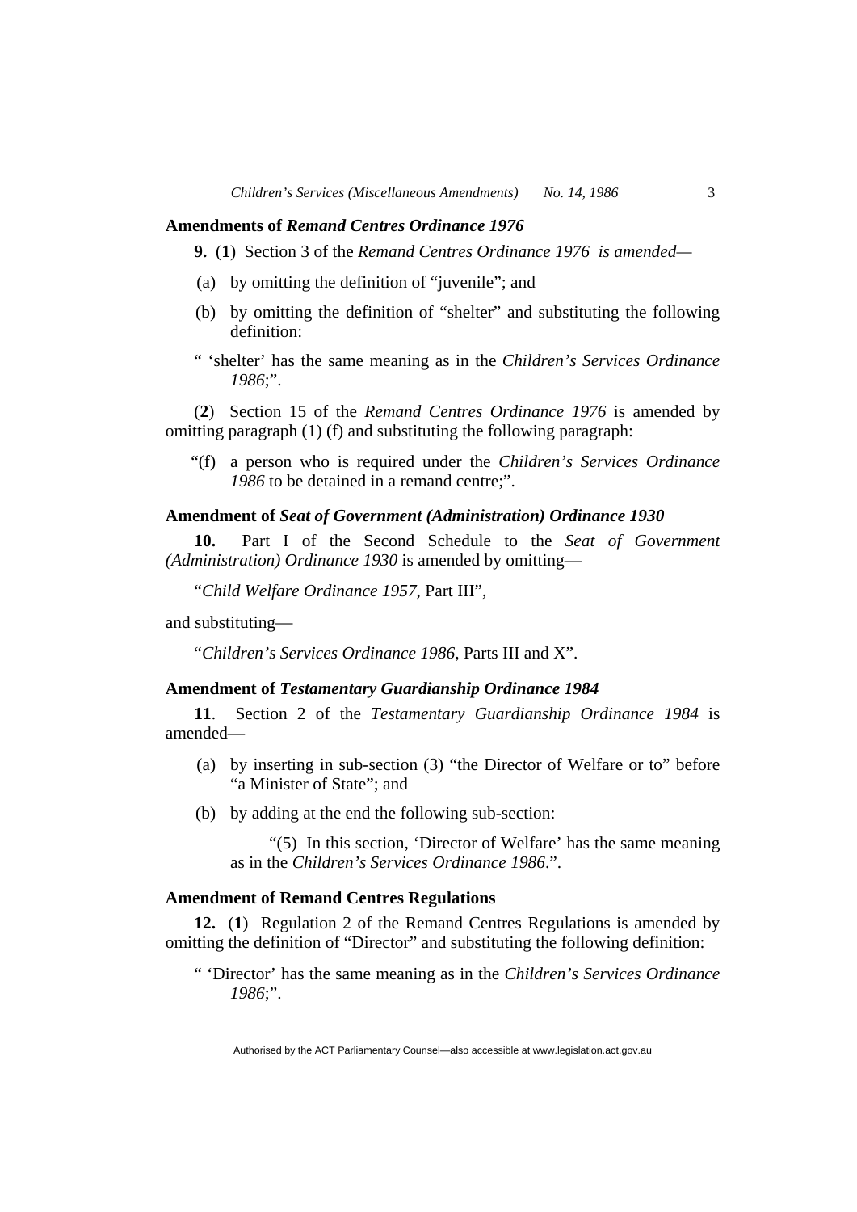## Amendments of *Remand Centres Ordinance 1976*

**9.** (**1**) Section 3 of the *Remand Centres Ordinance 1976 is amended—*

(a) by omitting the definition of "juvenile"; and

(b) by omitting the definition of "shelter" and substituting the following definition:

" 'shelter' has the same meaning as in the *Children's Services Ordinance 1986*;".

(**2**) Section 15 of the *Remand Centres Ordinance 1976* is amended by omitting paragraph (1) (f) and substituting the following paragraph:

"(f) a person who is required under the *Children's Services Ordinance 1986* to be detained in a remand centre;".

## Amendment of *Seat of Government (Administration) Ordinance 1930*

**10.** Part I of the Second Schedule to the *Seat of Government (Administration) Ordinance 1930* is amended by omitting—

"*Child Welfare Ordinance 1957*, Part III",

and substituting—

"*Children's Services Ordinance 1986*, Parts III and X".

## Amendment of *Testamentary Guardianship Ordinance 1984*

**11**. Section 2 of the *Testamentary Guardianship Ordinance 1984* is amended—

(a) by inserting in sub-section (3) "the Director of Welfare or to" before "a Minister of State"; and

(b) by adding at the end the following sub-section:

"(5) In this section, 'Director of Welfare' has the same meaning as in the *Children's Services Ordinance 1986*.".

## Amendment of Remand Centres Regulations

**12.** (**1**) Regulation 2 of the Remand Centres Regulations is amended by omitting the definition of "Director" and substituting the following definition:

" 'Director' has the same meaning as in the *Children's Services Ordinance 1986*;".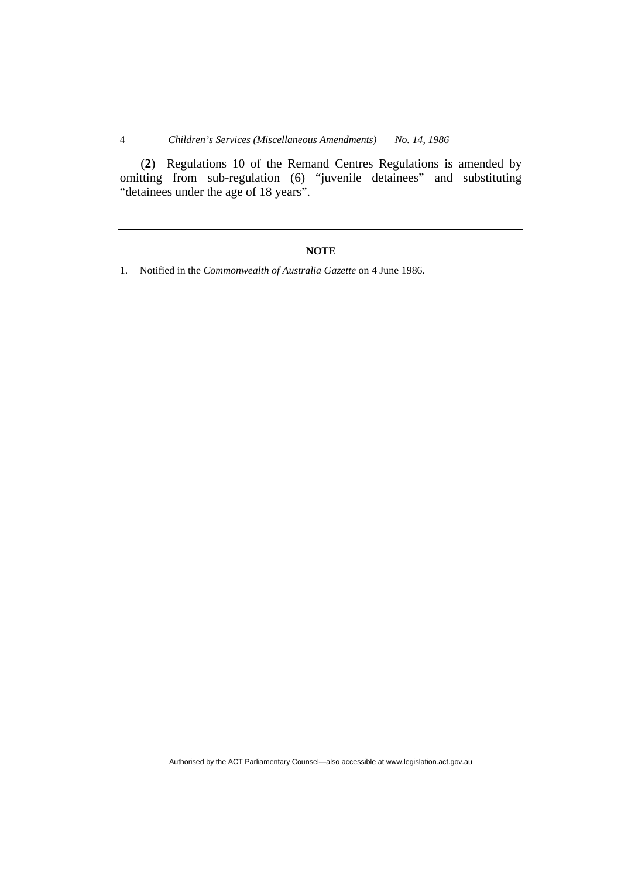(**2**) Regulations 10 of the Remand Centres Regulations is amended by omitting from sub-regulation (6) "juvenile detainees" and substituting "detainees under the age of 18 years".

---

**NOTE**

1. Notified in the *Commonwealth of Australia Gazette* on 4 June 1986.